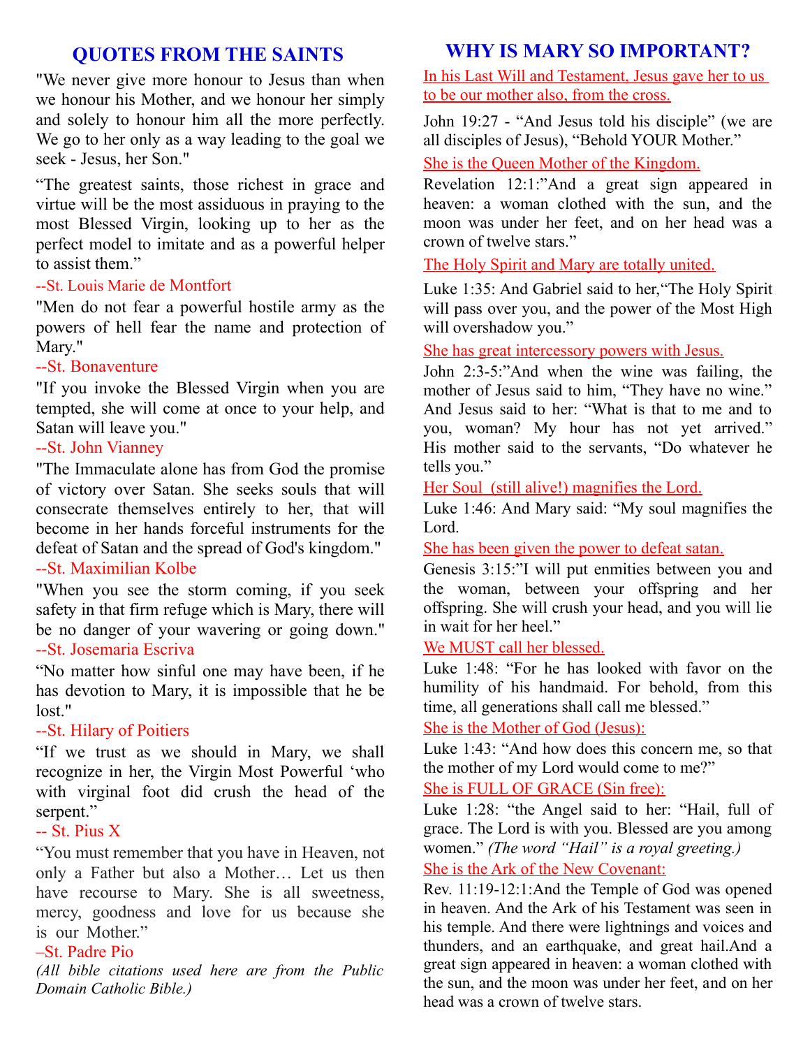## QUOTES FROM THE SAINTS

"We never give more honour to Jesus than when we honour his Mother, and we honour her simply and solely to honour him all the more perfectly. We go to her only as a way leading to the goal we seek - Jesus, her Son."

"The greatest saints, those richest in grace and virtue will be the most assiduous in praying to the most Blessed Virgin, looking up to her as the perfect model to imitate and as a powerful helper to assist them."

--St. Louis Marie de Montfort

"Men do not fear a powerful hostile army as the powers of hell fear the name and protection of Mary."

--St. Bonaventure

"If you invoke the Blessed Virgin when you are tempted, she will come at once to your help, and Satan will leave you."

--St. John Vianney

"The Immaculate alone has from God the promise of victory over Satan. She seeks souls that will consecrate themselves entirely to her, that will become in her hands forceful instruments for the defeat of Satan and the spread of God's kingdom."

--St. Maximilian Kolbe

"When you see the storm coming, if you seek safety in that firm refuge which is Mary, there will be no danger of your wavering or going down."

--St. Josemaria Escriva

"No matter how sinful one may have been, if he has devotion to Mary, it is impossible that he be lost."

--St. Hilary of Poitiers

"If we trust as we should in Mary, we shall recognize in her, the Virgin Most Powerful 'who with virginal foot did crush the head of the serpent."

-- St. Pius X

"You must remember that you have in Heaven, not only a Father but also a Mother… Let us then have recourse to Mary. She is all sweetness, mercy, goodness and love for us because she is our Mother."

–St. Padre Pio

*(All bible citations used here are from the Public Domain Catholic Bible.)*

## WHY IS MARY SO IMPORTANT?

In his Last Will and Testament, Jesus gave her to us to be our mother also, from the cross.

John 19:27 - "And Jesus told his disciple" (we are all disciples of Jesus), "Behold YOUR Mother."

She is the Queen Mother of the Kingdom.

Revelation 12:1:"And a great sign appeared in heaven: a woman clothed with the sun, and the moon was under her feet, and on her head was a crown of twelve stars."

The Holy Spirit and Mary are totally united.

Luke 1:35: And Gabriel said to her,"The Holy Spirit will pass over you, and the power of the Most High will overshadow you."

She has great intercessory powers with Jesus.

John 2:3-5:"And when the wine was failing, the mother of Jesus said to him, "They have no wine." And Jesus said to her: "What is that to me and to you, woman? My hour has not yet arrived." His mother said to the servants, "Do whatever he tells you."

Her Soul (still alive!) magnifies the Lord.

Luke 1:46: And Mary said: "My soul magnifies the Lord.

She has been given the power to defeat satan.

Genesis 3:15:"I will put enmities between you and the woman, between your offspring and her offspring. She will crush your head, and you will lie in wait for her heel."

We MUST call her blessed.

Luke 1:48: "For he has looked with favor on the humility of his handmaid. For behold, from this time, all generations shall call me blessed."

She is the Mother of God (Jesus):

Luke 1:43: "And how does this concern me, so that the mother of my Lord would come to me?"

She is FULL OF GRACE (Sin free):

Luke 1:28: "the Angel said to her: "Hail, full of grace. The Lord is with you. Blessed are you among women." *(The word "Hail" is a royal greeting.)*

She is the Ark of the New Covenant:

Rev. 11:19-12:1:And the Temple of God was opened in heaven. And the Ark of his Testament was seen in his temple. And there were lightnings and voices and thunders, and an earthquake, and great hail.And a great sign appeared in heaven: a woman clothed with the sun, and the moon was under her feet, and on her head was a crown of twelve stars.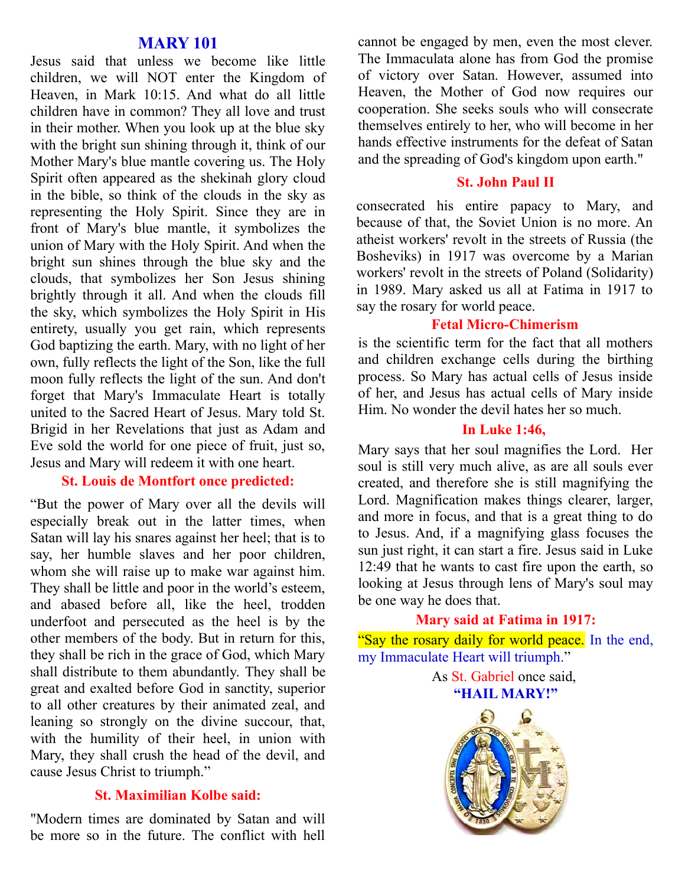## MARY 101

Jesus said that unless we become like little children, we will NOT enter the Kingdom of Heaven, in Mark 10:15. And what do all little children have in common? They all love and trust in their mother. When you look up at the blue sky with the bright sun shining through it, think of our Mother Mary's blue mantle covering us. The Holy Spirit often appeared as the shekinah glory cloud in the bible, so think of the clouds in the sky as representing the Holy Spirit. Since they are in front of Mary's blue mantle, it symbolizes the union of Mary with the Holy Spirit. And when the bright sun shines through the blue sky and the clouds, that symbolizes her Son Jesus shining brightly through it all. And when the clouds fill the sky, which symbolizes the Holy Spirit in His entirety, usually you get rain, which represents God baptizing the earth. Mary, with no light of her own, fully reflects the light of the Son, like the full moon fully reflects the light of the sun. And don't forget that Mary's Immaculate Heart is totally united to the Sacred Heart of Jesus. Mary told St. Brigid in her Revelations that just as Adam and Eve sold the world for one piece of fruit, just so, Jesus and Mary will redeem it with one heart.

**St. Louis de Montfort once predicted:**

"But the power of Mary over all the devils will especially break out in the latter times, when Satan will lay his snares against her heel; that is to say, her humble slaves and her poor children, whom she will raise up to make war against him. They shall be little and poor in the world's esteem, and abased before all, like the heel, trodden underfoot and persecuted as the heel is by the other members of the body. But in return for this, they shall be rich in the grace of God, which Mary shall distribute to them abundantly. They shall be great and exalted before God in sanctity, superior to all other creatures by their animated zeal, and leaning so strongly on the divine succour, that, with the humility of their heel, in union with Mary, they shall crush the head of the devil, and cause Jesus Christ to triumph."

**St. Maximilian Kolbe said:**

"Modern times are dominated by Satan and will be more so in the future. The conflict with hell cannot be engaged by men, even the most clever. The Immaculata alone has from God the promise of victory over Satan. However, assumed into Heaven, the Mother of God now requires our cooperation. She seeks souls who will consecrate themselves entirely to her, who will become in her hands effective instruments for the defeat of Satan and the spreading of God's kingdom upon earth."

**St. John Paul II**

consecrated his entire papacy to Mary, and because of that, the Soviet Union is no more. An atheist workers' revolt in the streets of Russia (the Bosheviks) in 1917 was overcome by a Marian workers' revolt in the streets of Poland (Solidarity) in 1989. Mary asked us all at Fatima in 1917 to say the rosary for world peace.

**Fetal Micro-Chimerism**

is the scientific term for the fact that all mothers and children exchange cells during the birthing process. So Mary has actual cells of Jesus inside of her, and Jesus has actual cells of Mary inside Him. No wonder the devil hates her so much.

**In Luke 1:46,**

Mary says that her soul magnifies the Lord. Her soul is still very much alive, as are all souls ever created, and therefore she is still magnifying the Lord. Magnification makes things clearer, larger, and more in focus, and that is a great thing to do to Jesus. And, if a magnifying glass focuses the sun just right, it can start a fire. Jesus said in Luke 12:49 that he wants to cast fire upon the earth, so looking at Jesus through lens of Mary's soul may be one way he does that.

**Mary said at Fatima in 1917:**

"Say the rosary daily for world peace. In the end, my Immaculate Heart will triumph."

As St. Gabriel once said,

**"HAIL MARY!"**